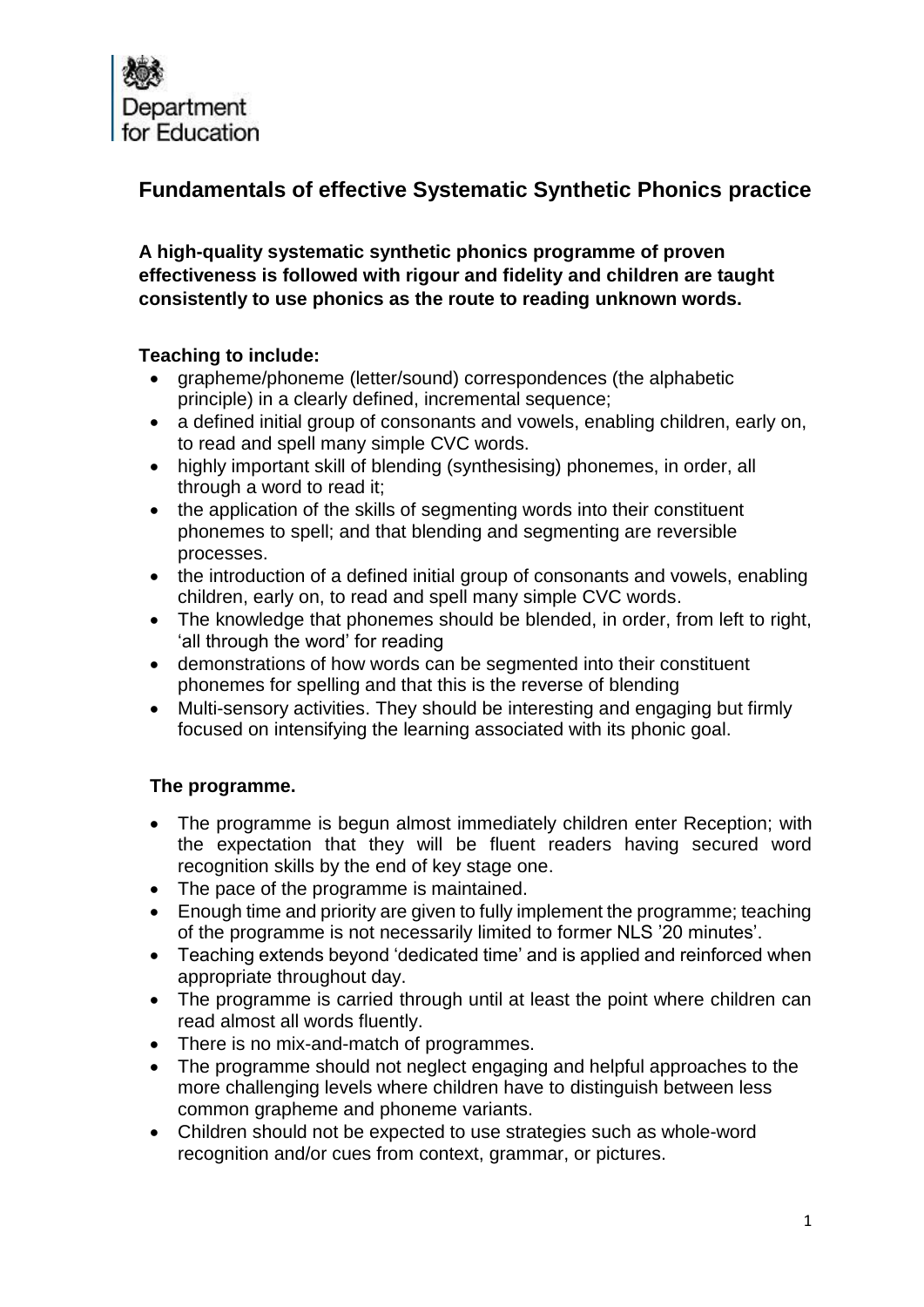Department for Education

## Fundamentals of effective Systematic Synthetic Phonics practice

**A high-quality systematic synthetic phonics programme of proven effectiveness is followed with rigour and fidelity and children are taught consistently to use phonics as the route to reading unknown words.**

**Teaching to include:**

- grapheme/phoneme (letter/sound) correspondences (the alphabetic principle) in a clearly defined, incremental sequence;
- a defined initial group of consonants and vowels, enabling children, early on, to read and spell many simple CVC words.
- highly important skill of blending (synthesising) phonemes, in order, all through a word to read it;
- the application of the skills of segmenting words into their constituent phonemes to spell; and that blending and segmenting are reversible processes.
- the introduction of a defined initial group of consonants and vowels, enabling children, early on, to read and spell many simple CVC words.
- The knowledge that phonemes should be blended, in order, from left to right, 'all through the word' for reading
- demonstrations of how words can be segmented into their constituent phonemes for spelling and that this is the reverse of blending
- Multi-sensory activities. They should be interesting and engaging but firmly focused on intensifying the learning associated with its phonic goal.

**The programme.**

- The programme is begun almost immediately children enter Reception; with the expectation that they will be fluent readers having secured word recognition skills by the end of key stage one.
- The pace of the programme is maintained.
- Enough time and priority are given to fully implement the programme; teaching of the programme is not necessarily limited to former NLS '20 minutes'.
- Teaching extends beyond 'dedicated time' and is applied and reinforced when appropriate throughout day.
- The programme is carried through until at least the point where children can read almost all words fluently.
- There is no mix-and-match of programmes.
- The programme should not neglect engaging and helpful approaches to the more challenging levels where children have to distinguish between less common grapheme and phoneme variants.
- Children should not be expected to use strategies such as whole-word recognition and/or cues from context, grammar, or pictures.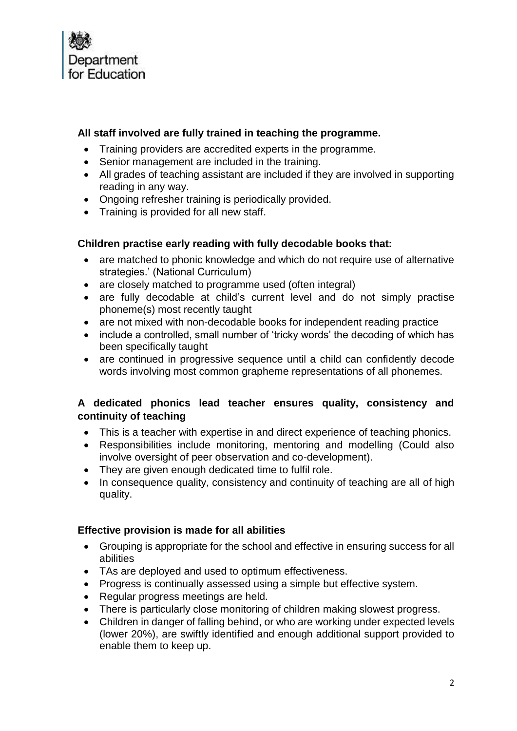**All staff involved are fully trained in teaching the programme.**

- Training providers are accredited experts in the programme.
- Senior management are included in the training.
- All grades of teaching assistant are included if they are involved in supporting reading in any way.
- Ongoing refresher training is periodically provided.
- Training is provided for all new staff.

**Children practise early reading with fully decodable books that:**

- are matched to phonic knowledge and which do not require use of alternative strategies.' (National Curriculum)
- are closely matched to programme used (often integral)
- are fully decodable at child's current level and do not simply practise phoneme(s) most recently taught
- are not mixed with non-decodable books for independent reading practice
- include a controlled, small number of 'tricky words' the decoding of which has been specifically taught
- are continued in progressive sequence until a child can confidently decode words involving most common grapheme representations of all phonemes.

**A dedicated phonics lead teacher ensures quality, consistency and continuity of teaching**

- This is a teacher with expertise in and direct experience of teaching phonics.
- Responsibilities include monitoring, mentoring and modelling (Could also involve oversight of peer observation and co-development).
- They are given enough dedicated time to fulfil role.
- In consequence quality, consistency and continuity of teaching are all of high quality.

**Effective provision is made for all abilities**

- Grouping is appropriate for the school and effective in ensuring success for all abilities
- TAs are deployed and used to optimum effectiveness.
- Progress is continually assessed using a simple but effective system.
- Regular progress meetings are held.
- There is particularly close monitoring of children making slowest progress.
- Children in danger of falling behind, or who are working under expected levels (lower 20%), are swiftly identified and enough additional support provided to enable them to keep up.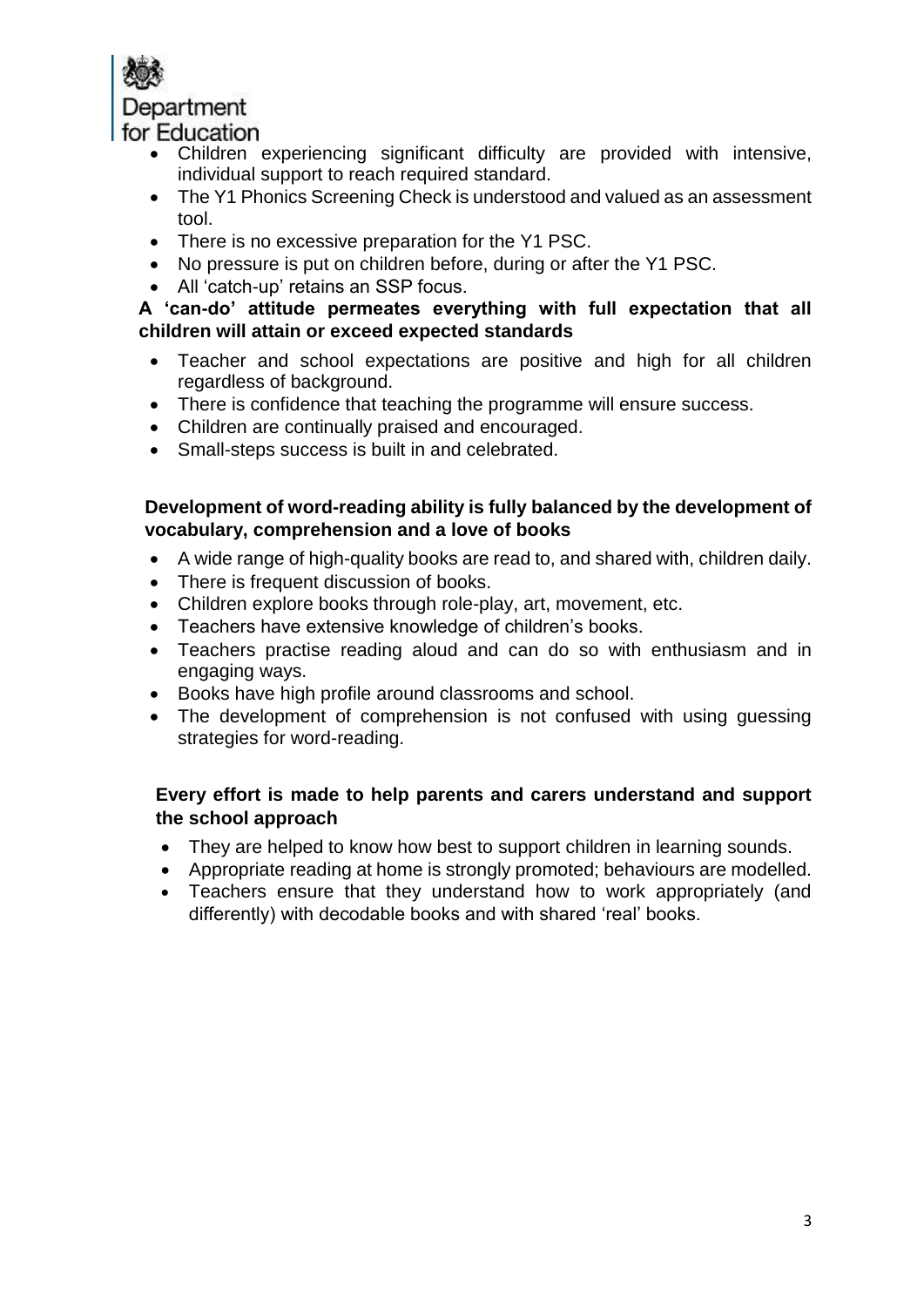- Children experiencing significant difficulty are provided with intensive, individual support to reach required standard.
- The Y1 Phonics Screening Check is understood and valued as an assessment tool.
- There is no excessive preparation for the Y1 PSC.
- No pressure is put on children before, during or after the Y1 PSC.
- All 'catch-up' retains an SSP focus.

**A 'can-do' attitude permeates everything with full expectation that all children will attain or exceed expected standards**

- Teacher and school expectations are positive and high for all children regardless of background.
- There is confidence that teaching the programme will ensure success.
- Children are continually praised and encouraged.
- Small-steps success is built in and celebrated.

**Development of word-reading ability is fully balanced by the development of vocabulary, comprehension and a love of books**

- A wide range of high-quality books are read to, and shared with, children daily.
- There is frequent discussion of books.
- Children explore books through role-play, art, movement, etc.
- Teachers have extensive knowledge of children's books.
- Teachers practise reading aloud and can do so with enthusiasm and in engaging ways.
- Books have high profile around classrooms and school.
- The development of comprehension is not confused with using guessing strategies for word-reading.

**Every effort is made to help parents and carers understand and support the school approach**

- They are helped to know how best to support children in learning sounds.
- Appropriate reading at home is strongly promoted; behaviours are modelled.
- Teachers ensure that they understand how to work appropriately (and differently) with decodable books and with shared 'real' books.